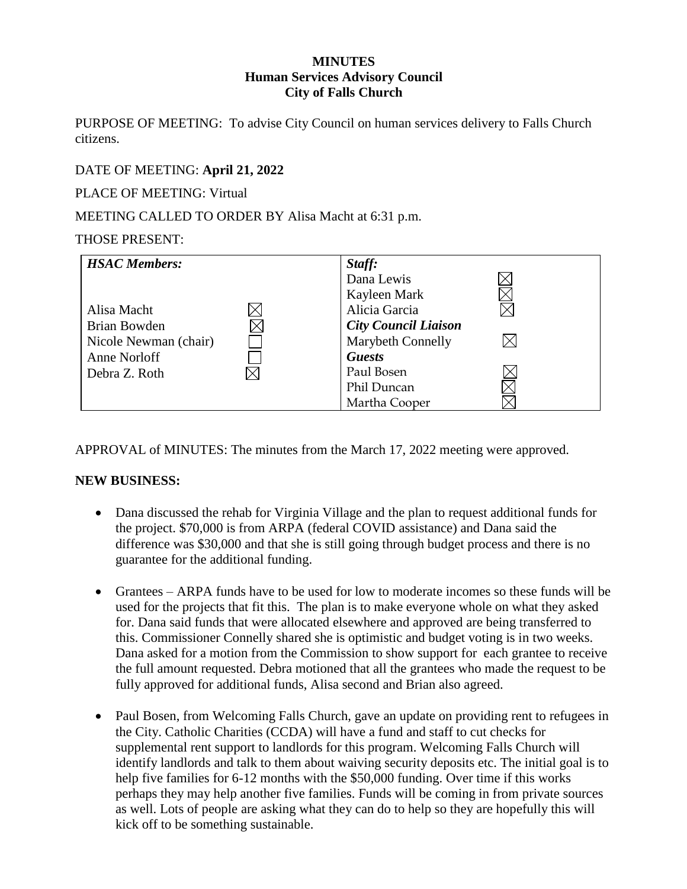**MINUTES**
**Human Services Advisory Council**
**City of Falls Church**

PURPOSE OF MEETING: To advise City Council on human services delivery to Falls Church citizens.

DATE OF MEETING: **April 21, 2022**

PLACE OF MEETING: Virtual

MEETING CALLED TO ORDER BY Alisa Macht at 6:31 p.m.

THOSE PRESENT:

| ***HSAC Members:*** | | ***Staff:*** | |
|---|---|---|---|
| | | Dana Lewis | ☒ |
| | | Kayleen Mark | ☒ |
| Alisa Macht | ☒ | Alicia Garcia | ☒ |
| Brian Bowden | ☒ | ***City Council Liaison*** | |
| Nicole Newman (chair) | ☐ | Marybeth Connelly | ☒ |
| Anne Norloff | ☐ | ***Guests*** | |
| Debra Z. Roth | ☒ | Paul Bosen | ☒ |
| | | Phil Duncan | ☒ |
| | | Martha Cooper | ☒ |

APPROVAL of MINUTES: The minutes from the March 17, 2022 meeting were approved.

**NEW BUSINESS:**

- Dana discussed the rehab for Virginia Village and the plan to request additional funds for the project. $70,000 is from ARPA (federal COVID assistance) and Dana said the difference was $30,000 and that she is still going through budget process and there is no guarantee for the additional funding.

- Grantees – ARPA funds have to be used for low to moderate incomes so these funds will be used for the projects that fit this. The plan is to make everyone whole on what they asked for. Dana said funds that were allocated elsewhere and approved are being transferred to this. Commissioner Connelly shared she is optimistic and budget voting is in two weeks. Dana asked for a motion from the Commission to show support for each grantee to receive the full amount requested. Debra motioned that all the grantees who made the request to be fully approved for additional funds, Alisa second and Brian also agreed.

- Paul Bosen, from Welcoming Falls Church, gave an update on providing rent to refugees in the City. Catholic Charities (CCDA) will have a fund and staff to cut checks for supplemental rent support to landlords for this program. Welcoming Falls Church will identify landlords and talk to them about waiving security deposits etc. The initial goal is to help five families for 6-12 months with the $50,000 funding. Over time if this works perhaps they may help another five families. Funds will be coming in from private sources as well. Lots of people are asking what they can do to help so they are hopefully this will kick off to be something sustainable.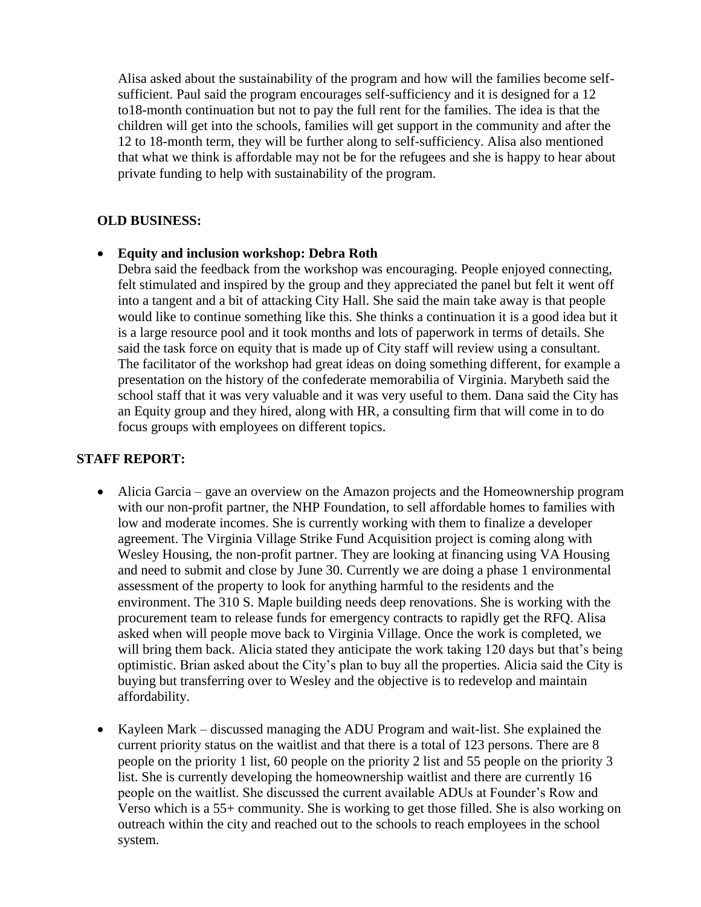Alisa asked about the sustainability of the program and how will the families become self-sufficient. Paul said the program encourages self-sufficiency and it is designed for a 12 to18-month continuation but not to pay the full rent for the families. The idea is that the children will get into the schools, families will get support in the community and after the 12 to 18-month term, they will be further along to self-sufficiency. Alisa also mentioned that what we think is affordable may not be for the refugees and she is happy to hear about private funding to help with sustainability of the program.

**OLD BUSINESS:**

- **Equity and inclusion workshop: Debra Roth**
  Debra said the feedback from the workshop was encouraging. People enjoyed connecting, felt stimulated and inspired by the group and they appreciated the panel but felt it went off into a tangent and a bit of attacking City Hall. She said the main take away is that people would like to continue something like this. She thinks a continuation it is a good idea but it is a large resource pool and it took months and lots of paperwork in terms of details. She said the task force on equity that is made up of City staff will review using a consultant. The facilitator of the workshop had great ideas on doing something different, for example a presentation on the history of the confederate memorabilia of Virginia. Marybeth said the school staff that it was very valuable and it was very useful to them. Dana said the City has an Equity group and they hired, along with HR, a consulting firm that will come in to do focus groups with employees on different topics.

**STAFF REPORT:**

- Alicia Garcia – gave an overview on the Amazon projects and the Homeownership program with our non-profit partner, the NHP Foundation, to sell affordable homes to families with low and moderate incomes. She is currently working with them to finalize a developer agreement. The Virginia Village Strike Fund Acquisition project is coming along with Wesley Housing, the non-profit partner. They are looking at financing using VA Housing and need to submit and close by June 30. Currently we are doing a phase 1 environmental assessment of the property to look for anything harmful to the residents and the environment. The 310 S. Maple building needs deep renovations. She is working with the procurement team to release funds for emergency contracts to rapidly get the RFQ. Alisa asked when will people move back to Virginia Village. Once the work is completed, we will bring them back. Alicia stated they anticipate the work taking 120 days but that's being optimistic. Brian asked about the City's plan to buy all the properties. Alicia said the City is buying but transferring over to Wesley and the objective is to redevelop and maintain affordability.

- Kayleen Mark – discussed managing the ADU Program and wait-list. She explained the current priority status on the waitlist and that there is a total of 123 persons. There are 8 people on the priority 1 list, 60 people on the priority 2 list and 55 people on the priority 3 list. She is currently developing the homeownership waitlist and there are currently 16 people on the waitlist. She discussed the current available ADUs at Founder's Row and Verso which is a 55+ community. She is working to get those filled. She is also working on outreach within the city and reached out to the schools to reach employees in the school system.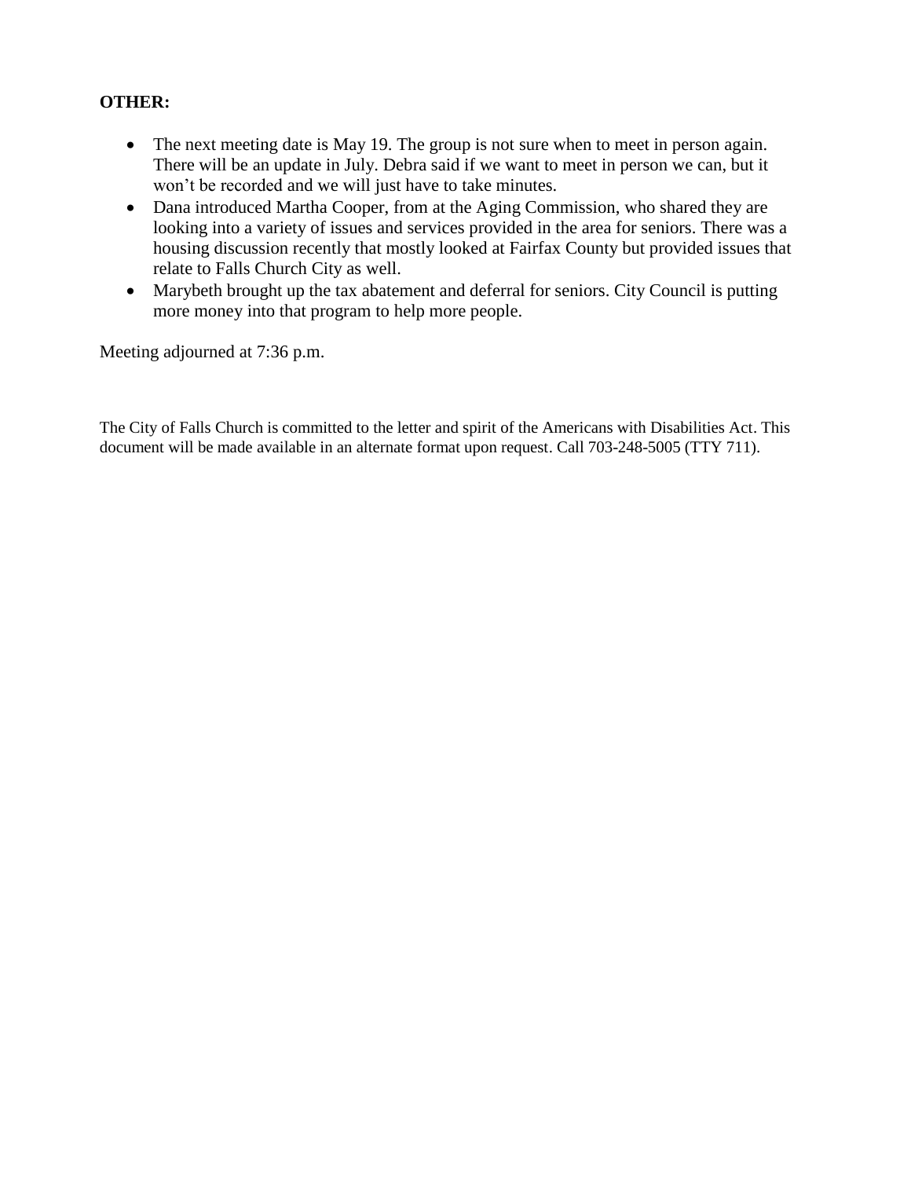**OTHER:**

- The next meeting date is May 19. The group is not sure when to meet in person again. There will be an update in July. Debra said if we want to meet in person we can, but it won't be recorded and we will just have to take minutes.
- Dana introduced Martha Cooper, from at the Aging Commission, who shared they are looking into a variety of issues and services provided in the area for seniors. There was a housing discussion recently that mostly looked at Fairfax County but provided issues that relate to Falls Church City as well.
- Marybeth brought up the tax abatement and deferral for seniors. City Council is putting more money into that program to help more people.

Meeting adjourned at 7:36 p.m.

The City of Falls Church is committed to the letter and spirit of the Americans with Disabilities Act. This document will be made available in an alternate format upon request. Call 703-248-5005 (TTY 711).